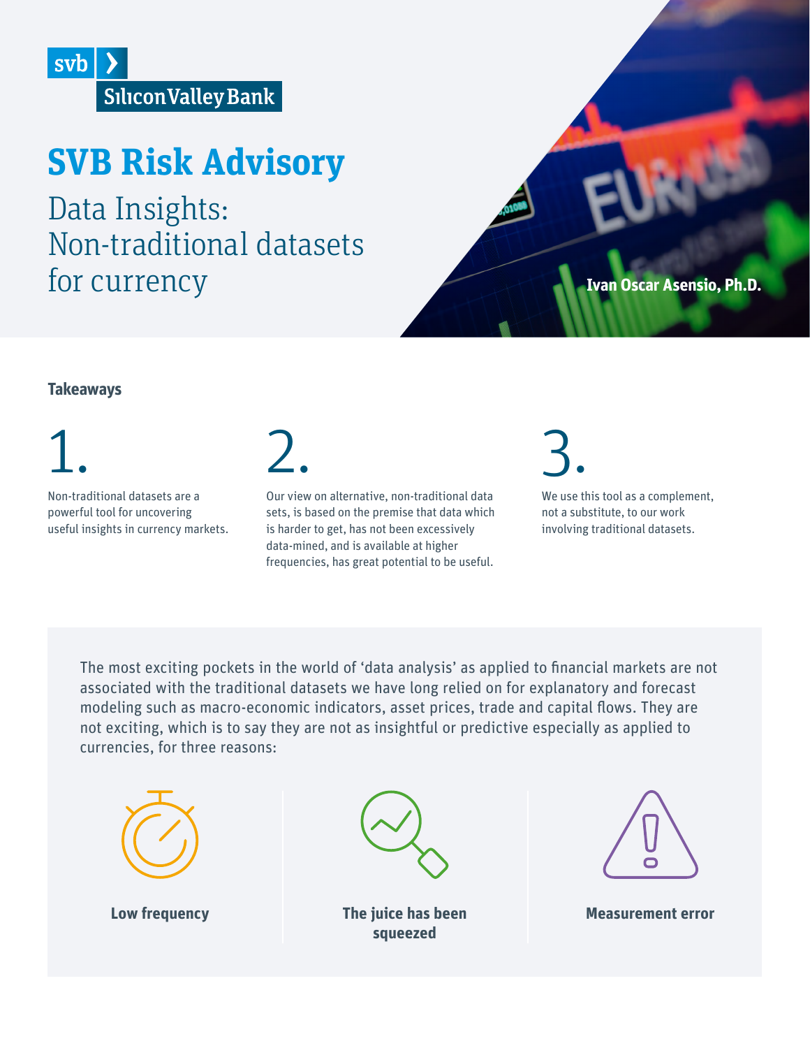Silicon Valley Bank

# SVB Risk Advisory

## Data Insights: Non-traditional datasets for currency

Ivan Oscar Asensio, Ph.D.

### Takeaways

1. Non-traditional datasets are a powerful tool for uncovering useful insights in currency markets.

2. Our view on alternative, non-traditional data sets, is based on the premise that data which is harder to get, has not been excessively data-mined, and is available at higher frequencies, has great potential to be useful.

3. We use this tool as a complement, not a substitute, to our work involving traditional datasets.

The most exciting pockets in the world of 'data analysis' as applied to financial markets are not associated with the traditional datasets we have long relied on for explanatory and forecast modeling such as macro-economic indicators, asset prices, trade and capital flows. They are not exciting, which is to say they are not as insightful or predictive especially as applied to currencies, for three reasons:

**Low frequency**

**The juice has been squeezed**

**Measurement error**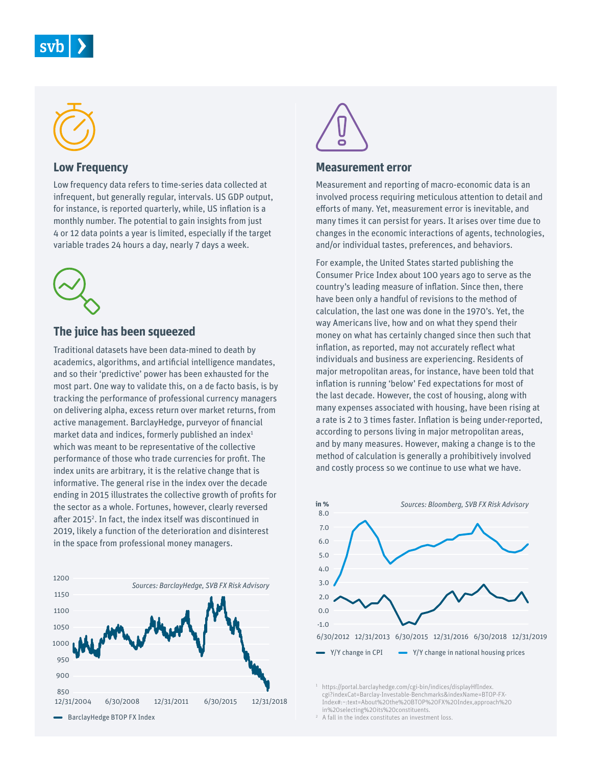## Low Frequency

Low frequency data refers to time-series data collected at infrequent, but generally regular, intervals. US GDP output, for instance, is reported quarterly, while, US inflation is a monthly number. The potential to gain insights from just 4 or 12 data points a year is limited, especially if the target variable trades 24 hours a day, nearly 7 days a week.

## The juice has been squeezed

Traditional datasets have been data-mined to death by academics, algorithms, and artificial intelligence mandates, and so their 'predictive' power has been exhausted for the most part. One way to validate this, on a de facto basis, is by tracking the performance of professional currency managers on delivering alpha, excess return over market returns, from active management. BarclayHedge, purveyor of financial market data and indices, formerly published an index[1] which was meant to be representative of the collective performance of those who trade currencies for profit. The index units are arbitrary, it is the relative change that is informative. The general rise in the index over the decade ending in 2015 illustrates the collective growth of profits for the sector as a whole. Fortunes, however, clearly reversed after 2015[2]. In fact, the index itself was discontinued in 2019, likely a function of the deterioration and disinterest in the space from professional money managers.

Sources: BarclayHedge, SVB FX Risk Advisory

1200
1150
1100
1050
1000
950
900
850

12/31/2004 6/30/2008 12/31/2011 6/30/2015 12/31/2018

BarclayHedge BTOP FX Index

## Measurement error

Measurement and reporting of macro-economic data is an involved process requiring meticulous attention to detail and efforts of many. Yet, measurement error is inevitable, and many times it can persist for years. It arises over time due to changes in the economic interactions of agents, technologies, and/or individual tastes, preferences, and behaviors.

For example, the United States started publishing the Consumer Price Index about 100 years ago to serve as the country's leading measure of inflation. Since then, there have been only a handful of revisions to the method of calculation, the last one was done in the 1970's. Yet, the way Americans live, how and on what they spend their money on what has certainly changed since then such that inflation, as reported, may not accurately reflect what individuals and business are experiencing. Residents of major metropolitan areas, for instance, have been told that inflation is running 'below' Fed expectations for most of the last decade. However, the cost of housing, along with many expenses associated with housing, have been rising at a rate is 2 to 3 times faster. Inflation is being under-reported, according to persons living in major metropolitan areas, and by many measures. However, making a change is to the method of calculation is generally a prohibitively involved and costly process so we continue to use what we have.

in %

Sources: Bloomberg, SVB FX Risk Advisory

8.0
7.0
6.0
5.0
4.0
3.0
2.0
0.0
-1.0

6/30/2012 12/31/2013 6/30/2015 12/31/2016 6/30/2018 12/31/2019

Y/Y change in CPI

Y/Y change in national housing prices

[1] https://portal.barclayhedge.com/cgi-bin/indices/displayHfIndex.cgi?indexCat=Barclay-Investable-Benchmarks&indexName=BTOP-FX-Index#:~:text=About%20the%20BTOP%20FX%20Index,approach%20in%20selecting%20its%20constituents.

[2] A fall in the index constitutes an investment loss.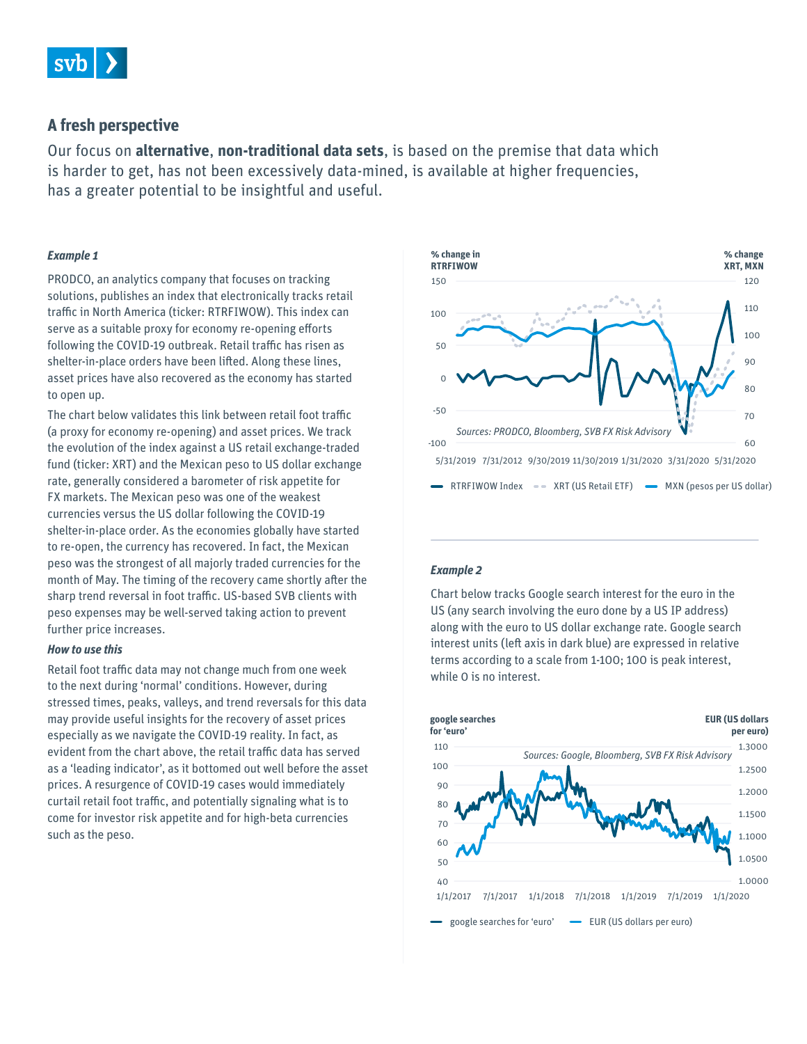## A fresh perspective

Our focus on **alternative**, **non-traditional data sets**, is based on the premise that data which is harder to get, has not been excessively data-mined, is available at higher frequencies, has a greater potential to be insightful and useful.

### *Example 1*

PRODCO, an analytics company that focuses on tracking solutions, publishes an index that electronically tracks retail traffic in North America (ticker: RTRFIWOW). This index can serve as a suitable proxy for economy re-opening efforts following the COVID-19 outbreak. Retail traffic has risen as shelter-in-place orders have been lifted. Along these lines, asset prices have also recovered as the economy has started to open up.

The chart below validates this link between retail foot traffic (a proxy for economy re-opening) and asset prices. We track the evolution of the index against a US retail exchange-traded fund (ticker: XRT) and the Mexican peso to US dollar exchange rate, generally considered a barometer of risk appetite for FX markets. The Mexican peso was one of the weakest currencies versus the US dollar following the COVID-19 shelter-in-place order. As the economies globally have started to re-open, the currency has recovered. In fact, the Mexican peso was the strongest of all majorly traded currencies for the month of May. The timing of the recovery came shortly after the sharp trend reversal in foot traffic. US-based SVB clients with peso expenses may be well-served taking action to prevent further price increases.

% change in RTRFIWOW
% change XRT, MXN
150
100
50
0
-50
-100
120
110
100
90
80
70
60
Sources: PRODCO, Bloomberg, SVB FX Risk Advisory
5/31/2019 7/31/2012 9/30/2019 11/30/2019 1/31/2020 3/31/2020 5/31/2020
RTRFIWOW Index
XRT (US Retail ETF)
MXN (pesos per US dollar)

#### *How to use this*

Retail foot traffic data may not change much from one week to the next during 'normal' conditions. However, during stressed times, peaks, valleys, and trend reversals for this data may provide useful insights for the recovery of asset prices especially as we navigate the COVID-19 reality. In fact, as evident from the chart above, the retail traffic data has served as a 'leading indicator', as it bottomed out well before the asset prices. A resurgence of COVID-19 cases would immediately curtail retail foot traffic, and potentially signaling what is to come for investor risk appetite and for high-beta currencies such as the peso.

### *Example 2*

Chart below tracks Google search interest for the euro in the US (any search involving the euro done by a US IP address) along with the euro to US dollar exchange rate. Google search interest units (left axis in dark blue) are expressed in relative terms according to a scale from 1-100; 100 is peak interest, while 0 is no interest.

google searches for 'euro'
EUR (US dollars per euro)
110
100
90
80
70
60
50
40
1.3000
1.2500
1.2000
1.1500
1.1000
1.0500
1.0000
Sources: Google, Bloomberg, SVB FX Risk Advisory
1/1/2017 7/1/2017 1/1/2018 7/1/2018 1/1/2019 7/1/2019 1/1/2020
google searches for 'euro'
EUR (US dollars per euro)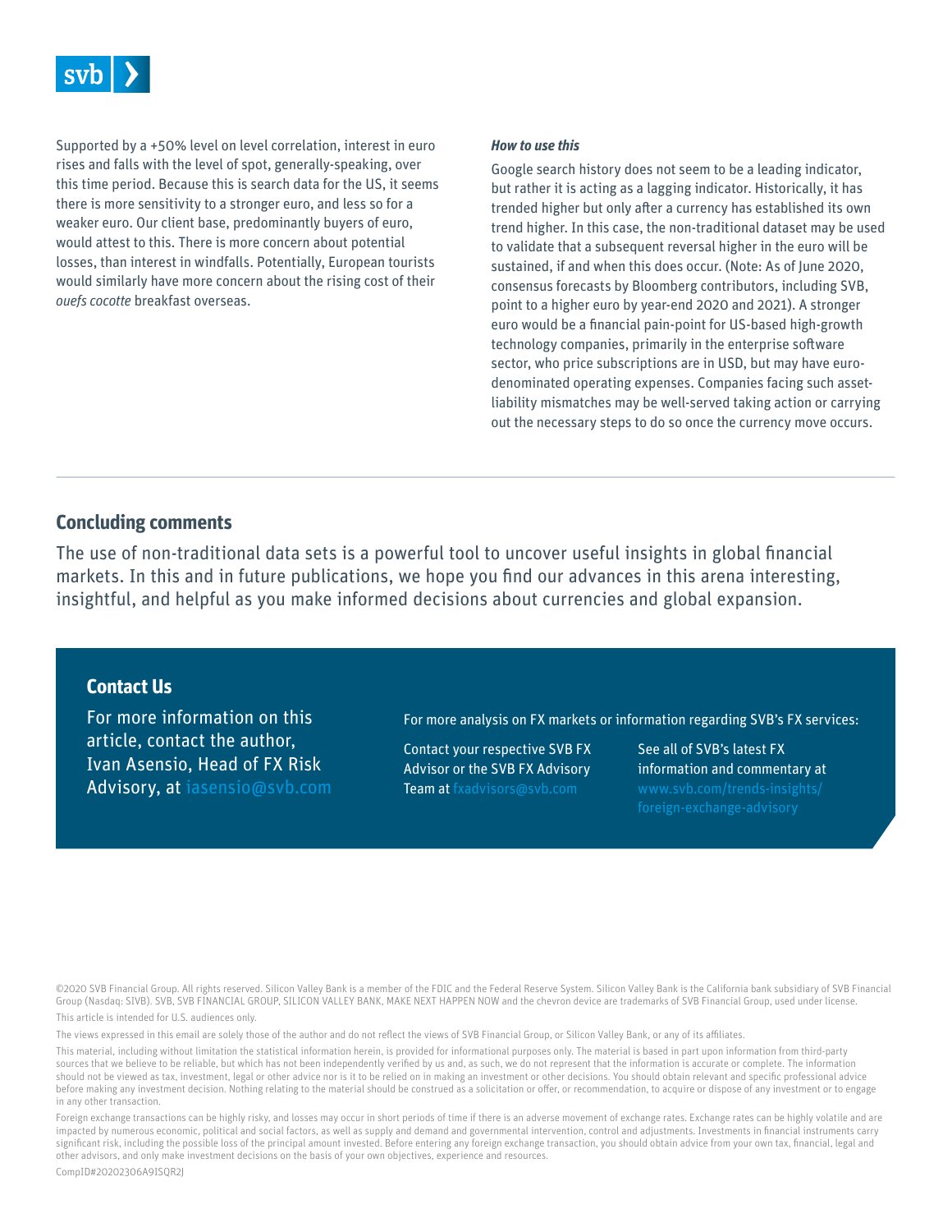Supported by a +50% level on level correlation, interest in euro rises and falls with the level of spot, generally-speaking, over this time period. Because this is search data for the US, it seems there is more sensitivity to a stronger euro, and less so for a weaker euro. Our client base, predominantly buyers of euro, would attest to this. There is more concern about potential losses, than interest in windfalls. Potentially, European tourists would similarly have more concern about the rising cost of their *ouefs cocotte* breakfast overseas.

***How to use this***

Google search history does not seem to be a leading indicator, but rather it is acting as a lagging indicator. Historically, it has trended higher but only after a currency has established its own trend higher. In this case, the non-traditional dataset may be used to validate that a subsequent reversal higher in the euro will be sustained, if and when this does occur. (Note: As of June 2020, consensus forecasts by Bloomberg contributors, including SVB, point to a higher euro by year-end 2020 and 2021). A stronger euro would be a financial pain-point for US-based high-growth technology companies, primarily in the enterprise software sector, who price subscriptions are in USD, but may have euro-denominated operating expenses. Companies facing such asset-liability mismatches may be well-served taking action or carrying out the necessary steps to do so once the currency move occurs.

## Concluding comments

The use of non-traditional data sets is a powerful tool to uncover useful insights in global financial markets. In this and in future publications, we hope you find our advances in this arena interesting, insightful, and helpful as you make informed decisions about currencies and global expansion.

### Contact Us

For more information on this article, contact the author, Ivan Asensio, Head of FX Risk Advisory, at iasensio@svb.com

For more analysis on FX markets or information regarding SVB's FX services:

Contact your respective SVB FX Advisor or the SVB FX Advisory Team at fxadvisors@svb.com

See all of SVB's latest FX information and commentary at www.svb.com/trends-insights/foreign-exchange-advisory

©2020 SVB Financial Group. All rights reserved. Silicon Valley Bank is a member of the FDIC and the Federal Reserve System. Silicon Valley Bank is the California bank subsidiary of SVB Financial Group (Nasdaq: SIVB). SVB, SVB FINANCIAL GROUP, SILICON VALLEY BANK, MAKE NEXT HAPPEN NOW and the chevron device are trademarks of SVB Financial Group, used under license.

This article is intended for U.S. audiences only.

The views expressed in this email are solely those of the author and do not reflect the views of SVB Financial Group, or Silicon Valley Bank, or any of its affiliates.

This material, including without limitation the statistical information herein, is provided for informational purposes only. The material is based in part upon information from third-party sources that we believe to be reliable, but which has not been independently verified by us and, as such, we do not represent that the information is accurate or complete. The information should not be viewed as tax, investment, legal or other advice nor is it to be relied on in making an investment or other decisions. You should obtain relevant and specific professional advice before making any investment decision. Nothing relating to the material should be construed as a solicitation or offer, or recommendation, to acquire or dispose of any investment or to engage in any other transaction.

Foreign exchange transactions can be highly risky, and losses may occur in short periods of time if there is an adverse movement of exchange rates. Exchange rates can be highly volatile and are impacted by numerous economic, political and social factors, as well as supply and demand and governmental intervention, control and adjustments. Investments in financial instruments carry significant risk, including the possible loss of the principal amount invested. Before entering any foreign exchange transaction, you should obtain advice from your own tax, financial, legal and other advisors, and only make investment decisions on the basis of your own objectives, experience and resources.

CompID#20202306A9ISQR2J